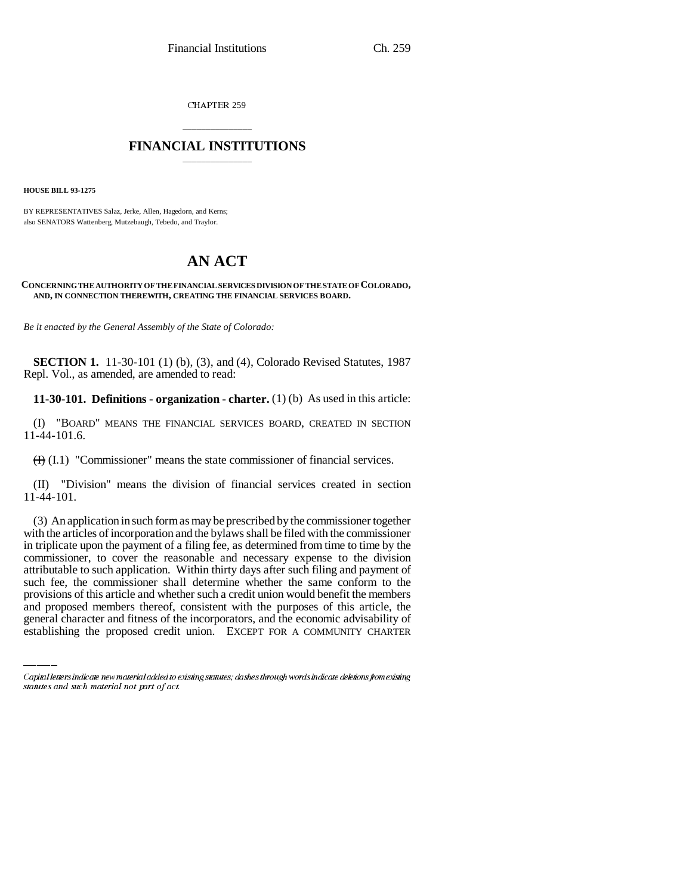CHAPTER 259

# FINANCIAL INSTITUTIONS

**HOUSE BILL 93-1275**

BY REPRESENTATIVES Salaz, Jerke, Allen, Hagedorn, and Kerns;
also SENATORS Wattenberg, Mutzebaugh, Tebedo, and Traylor.

# AN ACT

**CONCERNING THE AUTHORITY OF THE FINANCIAL SERVICES DIVISION OF THE STATE OF COLORADO, AND, IN CONNECTION THEREWITH, CREATING THE FINANCIAL SERVICES BOARD.**

*Be it enacted by the General Assembly of the State of Colorado:*

**SECTION 1.** 11-30-101 (1) (b), (3), and (4), Colorado Revised Statutes, 1987 Repl. Vol., as amended, are amended to read:

**11-30-101. Definitions - organization - charter.** (1) (b) As used in this article:

(I) "BOARD" MEANS THE FINANCIAL SERVICES BOARD, CREATED IN SECTION 11-44-101.6.

~~(I)~~ (I.1) "Commissioner" means the state commissioner of financial services.

(II) "Division" means the division of financial services created in section 11-44-101.

(3) An application in such form as may be prescribed by the commissioner together with the articles of incorporation and the bylaws shall be filed with the commissioner in triplicate upon the payment of a filing fee, as determined from time to time by the commissioner, to cover the reasonable and necessary expense to the division attributable to such application. Within thirty days after such filing and payment of such fee, the commissioner shall determine whether the same conform to the provisions of this article and whether such a credit union would benefit the members and proposed members thereof, consistent with the purposes of this article, the general character and fitness of the incorporators, and the economic advisability of establishing the proposed credit union. EXCEPT FOR A COMMUNITY CHARTER

Capital letters indicate new material added to existing statutes; dashes through words indicate deletions from existing statutes and such material not part of act.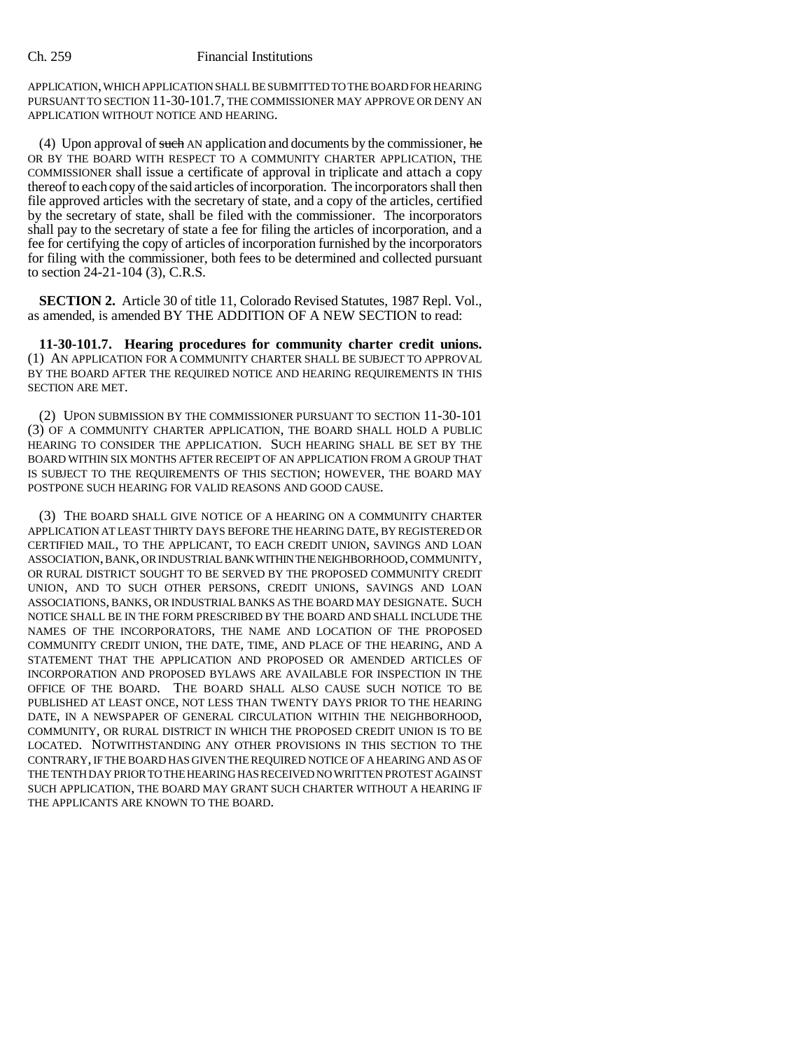APPLICATION, WHICH APPLICATION SHALL BE SUBMITTED TO THE BOARD FOR HEARING PURSUANT TO SECTION 11-30-101.7, THE COMMISSIONER MAY APPROVE OR DENY AN APPLICATION WITHOUT NOTICE AND HEARING.

(4) Upon approval of ~~such~~ AN application and documents by the commissioner, ~~he~~ OR BY THE BOARD WITH RESPECT TO A COMMUNITY CHARTER APPLICATION, THE COMMISSIONER shall issue a certificate of approval in triplicate and attach a copy thereof to each copy of the said articles of incorporation. The incorporators shall then file approved articles with the secretary of state, and a copy of the articles, certified by the secretary of state, shall be filed with the commissioner. The incorporators shall pay to the secretary of state a fee for filing the articles of incorporation, and a fee for certifying the copy of articles of incorporation furnished by the incorporators for filing with the commissioner, both fees to be determined and collected pursuant to section 24-21-104 (3), C.R.S.

**SECTION 2.** Article 30 of title 11, Colorado Revised Statutes, 1987 Repl. Vol., as amended, is amended BY THE ADDITION OF A NEW SECTION to read:

**11-30-101.7. Hearing procedures for community charter credit unions.** (1) AN APPLICATION FOR A COMMUNITY CHARTER SHALL BE SUBJECT TO APPROVAL BY THE BOARD AFTER THE REQUIRED NOTICE AND HEARING REQUIREMENTS IN THIS SECTION ARE MET.

(2) UPON SUBMISSION BY THE COMMISSIONER PURSUANT TO SECTION 11-30-101 (3) OF A COMMUNITY CHARTER APPLICATION, THE BOARD SHALL HOLD A PUBLIC HEARING TO CONSIDER THE APPLICATION. SUCH HEARING SHALL BE SET BY THE BOARD WITHIN SIX MONTHS AFTER RECEIPT OF AN APPLICATION FROM A GROUP THAT IS SUBJECT TO THE REQUIREMENTS OF THIS SECTION; HOWEVER, THE BOARD MAY POSTPONE SUCH HEARING FOR VALID REASONS AND GOOD CAUSE.

(3) THE BOARD SHALL GIVE NOTICE OF A HEARING ON A COMMUNITY CHARTER APPLICATION AT LEAST THIRTY DAYS BEFORE THE HEARING DATE, BY REGISTERED OR CERTIFIED MAIL, TO THE APPLICANT, TO EACH CREDIT UNION, SAVINGS AND LOAN ASSOCIATION, BANK, OR INDUSTRIAL BANK WITHIN THE NEIGHBORHOOD, COMMUNITY, OR RURAL DISTRICT SOUGHT TO BE SERVED BY THE PROPOSED COMMUNITY CREDIT UNION, AND TO SUCH OTHER PERSONS, CREDIT UNIONS, SAVINGS AND LOAN ASSOCIATIONS, BANKS, OR INDUSTRIAL BANKS AS THE BOARD MAY DESIGNATE. SUCH NOTICE SHALL BE IN THE FORM PRESCRIBED BY THE BOARD AND SHALL INCLUDE THE NAMES OF THE INCORPORATORS, THE NAME AND LOCATION OF THE PROPOSED COMMUNITY CREDIT UNION, THE DATE, TIME, AND PLACE OF THE HEARING, AND A STATEMENT THAT THE APPLICATION AND PROPOSED OR AMENDED ARTICLES OF INCORPORATION AND PROPOSED BYLAWS ARE AVAILABLE FOR INSPECTION IN THE OFFICE OF THE BOARD. THE BOARD SHALL ALSO CAUSE SUCH NOTICE TO BE PUBLISHED AT LEAST ONCE, NOT LESS THAN TWENTY DAYS PRIOR TO THE HEARING DATE, IN A NEWSPAPER OF GENERAL CIRCULATION WITHIN THE NEIGHBORHOOD, COMMUNITY, OR RURAL DISTRICT IN WHICH THE PROPOSED CREDIT UNION IS TO BE LOCATED. NOTWITHSTANDING ANY OTHER PROVISIONS IN THIS SECTION TO THE CONTRARY, IF THE BOARD HAS GIVEN THE REQUIRED NOTICE OF A HEARING AND AS OF THE TENTH DAY PRIOR TO THE HEARING HAS RECEIVED NO WRITTEN PROTEST AGAINST SUCH APPLICATION, THE BOARD MAY GRANT SUCH CHARTER WITHOUT A HEARING IF THE APPLICANTS ARE KNOWN TO THE BOARD.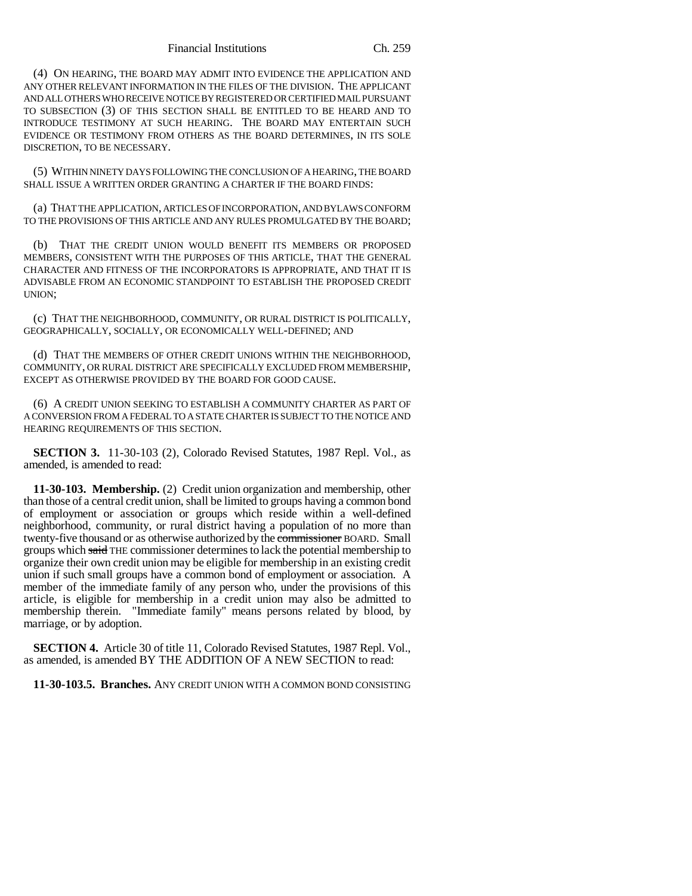(4) ON HEARING, THE BOARD MAY ADMIT INTO EVIDENCE THE APPLICATION AND ANY OTHER RELEVANT INFORMATION IN THE FILES OF THE DIVISION. THE APPLICANT AND ALL OTHERS WHO RECEIVE NOTICE BY REGISTERED OR CERTIFIED MAIL PURSUANT TO SUBSECTION (3) OF THIS SECTION SHALL BE ENTITLED TO BE HEARD AND TO INTRODUCE TESTIMONY AT SUCH HEARING. THE BOARD MAY ENTERTAIN SUCH EVIDENCE OR TESTIMONY FROM OTHERS AS THE BOARD DETERMINES, IN ITS SOLE DISCRETION, TO BE NECESSARY.

(5) WITHIN NINETY DAYS FOLLOWING THE CONCLUSION OF A HEARING, THE BOARD SHALL ISSUE A WRITTEN ORDER GRANTING A CHARTER IF THE BOARD FINDS:

(a) THAT THE APPLICATION, ARTICLES OF INCORPORATION, AND BYLAWS CONFORM TO THE PROVISIONS OF THIS ARTICLE AND ANY RULES PROMULGATED BY THE BOARD;

(b) THAT THE CREDIT UNION WOULD BENEFIT ITS MEMBERS OR PROPOSED MEMBERS, CONSISTENT WITH THE PURPOSES OF THIS ARTICLE, THAT THE GENERAL CHARACTER AND FITNESS OF THE INCORPORATORS IS APPROPRIATE, AND THAT IT IS ADVISABLE FROM AN ECONOMIC STANDPOINT TO ESTABLISH THE PROPOSED CREDIT UNION;

(c) THAT THE NEIGHBORHOOD, COMMUNITY, OR RURAL DISTRICT IS POLITICALLY, GEOGRAPHICALLY, SOCIALLY, OR ECONOMICALLY WELL-DEFINED; AND

(d) THAT THE MEMBERS OF OTHER CREDIT UNIONS WITHIN THE NEIGHBORHOOD, COMMUNITY, OR RURAL DISTRICT ARE SPECIFICALLY EXCLUDED FROM MEMBERSHIP, EXCEPT AS OTHERWISE PROVIDED BY THE BOARD FOR GOOD CAUSE.

(6) A CREDIT UNION SEEKING TO ESTABLISH A COMMUNITY CHARTER AS PART OF A CONVERSION FROM A FEDERAL TO A STATE CHARTER IS SUBJECT TO THE NOTICE AND HEARING REQUIREMENTS OF THIS SECTION.

**SECTION 3.** 11-30-103 (2), Colorado Revised Statutes, 1987 Repl. Vol., as amended, is amended to read:

**11-30-103. Membership.** (2) Credit union organization and membership, other than those of a central credit union, shall be limited to groups having a common bond of employment or association or groups which reside within a well-defined neighborhood, community, or rural district having a population of no more than twenty-five thousand or as otherwise authorized by the ~~commissioner~~ BOARD. Small groups which ~~said~~ THE commissioner determines to lack the potential membership to organize their own credit union may be eligible for membership in an existing credit union if such small groups have a common bond of employment or association. A member of the immediate family of any person who, under the provisions of this article, is eligible for membership in a credit union may also be admitted to membership therein. "Immediate family" means persons related by blood, by marriage, or by adoption.

**SECTION 4.** Article 30 of title 11, Colorado Revised Statutes, 1987 Repl. Vol., as amended, is amended BY THE ADDITION OF A NEW SECTION to read:

**11-30-103.5. Branches.** ANY CREDIT UNION WITH A COMMON BOND CONSISTING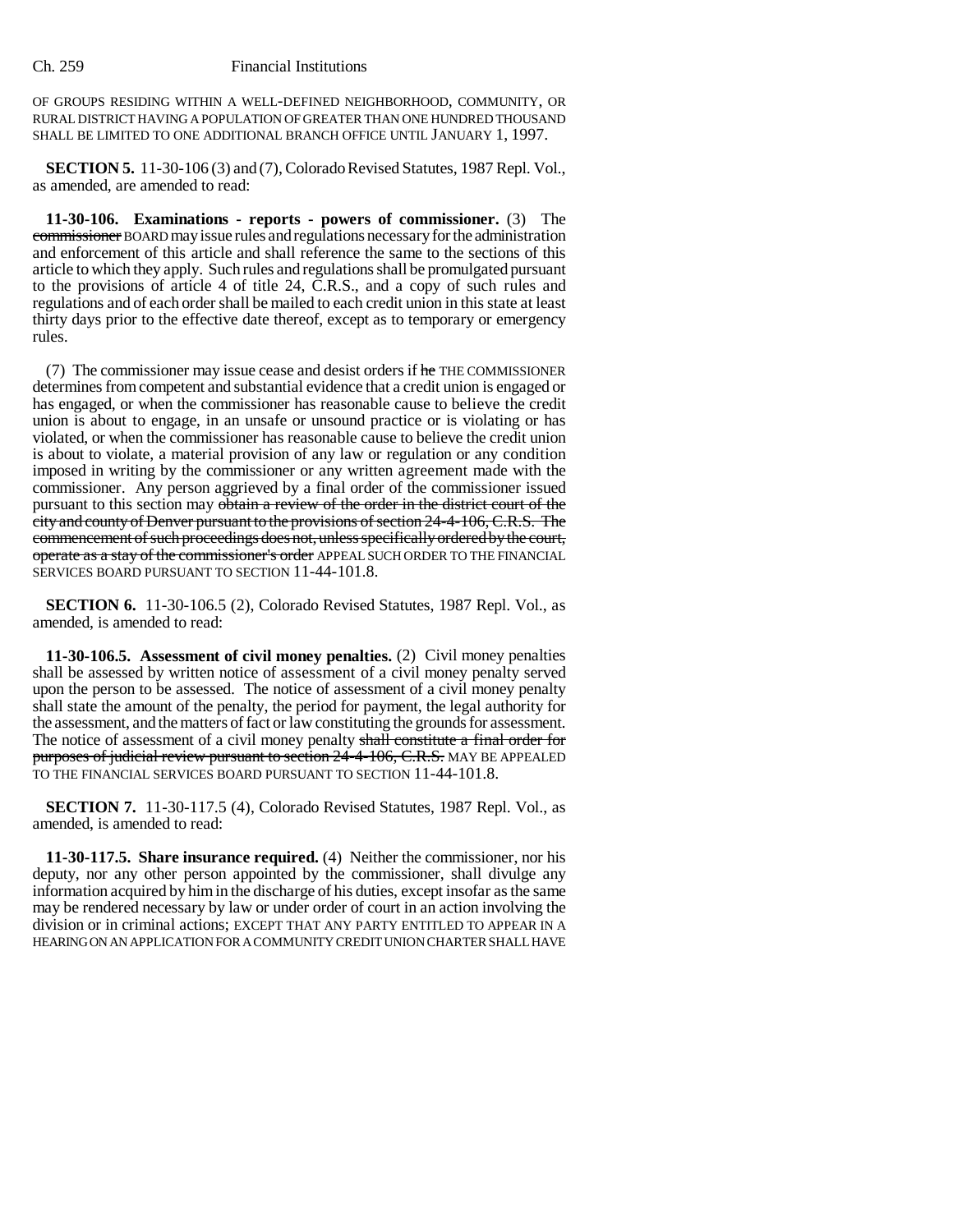OF GROUPS RESIDING WITHIN A WELL-DEFINED NEIGHBORHOOD, COMMUNITY, OR RURAL DISTRICT HAVING A POPULATION OF GREATER THAN ONE HUNDRED THOUSAND SHALL BE LIMITED TO ONE ADDITIONAL BRANCH OFFICE UNTIL JANUARY 1, 1997.

**SECTION 5.** 11-30-106 (3) and (7), Colorado Revised Statutes, 1987 Repl. Vol., as amended, are amended to read:

**11-30-106. Examinations - reports - powers of commissioner.** (3) The ~~commissioner~~ BOARD may issue rules and regulations necessary for the administration and enforcement of this article and shall reference the same to the sections of this article to which they apply. Such rules and regulations shall be promulgated pursuant to the provisions of article 4 of title 24, C.R.S., and a copy of such rules and regulations and of each order shall be mailed to each credit union in this state at least thirty days prior to the effective date thereof, except as to temporary or emergency rules.

(7) The commissioner may issue cease and desist orders if ~~he~~ THE COMMISSIONER determines from competent and substantial evidence that a credit union is engaged or has engaged, or when the commissioner has reasonable cause to believe the credit union is about to engage, in an unsafe or unsound practice or is violating or has violated, or when the commissioner has reasonable cause to believe the credit union is about to violate, a material provision of any law or regulation or any condition imposed in writing by the commissioner or any written agreement made with the commissioner. Any person aggrieved by a final order of the commissioner issued pursuant to this section may ~~obtain a review of the order in the district court of the city and county of Denver pursuant to the provisions of section 24-4-106, C.R.S. The commencement of such proceedings does not, unless specifically ordered by the court, operate as a stay of the commissioner's order~~ APPEAL SUCH ORDER TO THE FINANCIAL SERVICES BOARD PURSUANT TO SECTION 11-44-101.8.

**SECTION 6.** 11-30-106.5 (2), Colorado Revised Statutes, 1987 Repl. Vol., as amended, is amended to read:

**11-30-106.5. Assessment of civil money penalties.** (2) Civil money penalties shall be assessed by written notice of assessment of a civil money penalty served upon the person to be assessed. The notice of assessment of a civil money penalty shall state the amount of the penalty, the period for payment, the legal authority for the assessment, and the matters of fact or law constituting the grounds for assessment. The notice of assessment of a civil money penalty ~~shall constitute a final order for purposes of judicial review pursuant to section 24-4-106, C.R.S.~~ MAY BE APPEALED TO THE FINANCIAL SERVICES BOARD PURSUANT TO SECTION 11-44-101.8.

**SECTION 7.** 11-30-117.5 (4), Colorado Revised Statutes, 1987 Repl. Vol., as amended, is amended to read:

**11-30-117.5. Share insurance required.** (4) Neither the commissioner, nor his deputy, nor any other person appointed by the commissioner, shall divulge any information acquired by him in the discharge of his duties, except insofar as the same may be rendered necessary by law or under order of court in an action involving the division or in criminal actions; EXCEPT THAT ANY PARTY ENTITLED TO APPEAR IN A HEARING ON AN APPLICATION FOR A COMMUNITY CREDIT UNION CHARTER SHALL HAVE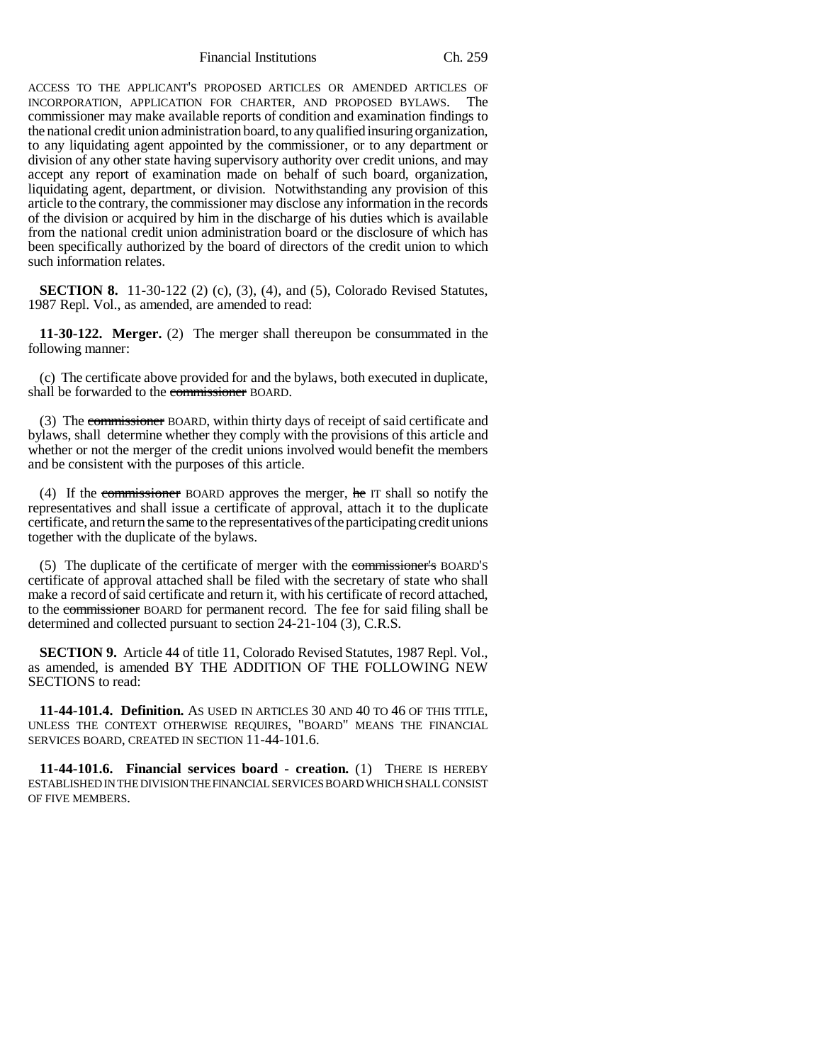ACCESS TO THE APPLICANT'S PROPOSED ARTICLES OR AMENDED ARTICLES OF INCORPORATION, APPLICATION FOR CHARTER, AND PROPOSED BYLAWS. The commissioner may make available reports of condition and examination findings to the national credit union administration board, to any qualified insuring organization, to any liquidating agent appointed by the commissioner, or to any department or division of any other state having supervisory authority over credit unions, and may accept any report of examination made on behalf of such board, organization, liquidating agent, department, or division. Notwithstanding any provision of this article to the contrary, the commissioner may disclose any information in the records of the division or acquired by him in the discharge of his duties which is available from the national credit union administration board or the disclosure of which has been specifically authorized by the board of directors of the credit union to which such information relates.

**SECTION 8.** 11-30-122 (2) (c), (3), (4), and (5), Colorado Revised Statutes, 1987 Repl. Vol., as amended, are amended to read:

**11-30-122. Merger.** (2) The merger shall thereupon be consummated in the following manner:

(c) The certificate above provided for and the bylaws, both executed in duplicate, shall be forwarded to the ~~commissioner~~ BOARD.

(3) The ~~commissioner~~ BOARD, within thirty days of receipt of said certificate and bylaws, shall determine whether they comply with the provisions of this article and whether or not the merger of the credit unions involved would benefit the members and be consistent with the purposes of this article.

(4) If the ~~commissioner~~ BOARD approves the merger, ~~he~~ IT shall so notify the representatives and shall issue a certificate of approval, attach it to the duplicate certificate, and return the same to the representatives of the participating credit unions together with the duplicate of the bylaws.

(5) The duplicate of the certificate of merger with the ~~commissioner's~~ BOARD'S certificate of approval attached shall be filed with the secretary of state who shall make a record of said certificate and return it, with his certificate of record attached, to the ~~commissioner~~ BOARD for permanent record. The fee for said filing shall be determined and collected pursuant to section 24-21-104 (3), C.R.S.

**SECTION 9.** Article 44 of title 11, Colorado Revised Statutes, 1987 Repl. Vol., as amended, is amended BY THE ADDITION OF THE FOLLOWING NEW SECTIONS to read:

**11-44-101.4. Definition.** AS USED IN ARTICLES 30 AND 40 TO 46 OF THIS TITLE, UNLESS THE CONTEXT OTHERWISE REQUIRES, "BOARD" MEANS THE FINANCIAL SERVICES BOARD, CREATED IN SECTION 11-44-101.6.

**11-44-101.6. Financial services board - creation.** (1) THERE IS HEREBY ESTABLISHED IN THE DIVISION THE FINANCIAL SERVICES BOARD WHICH SHALL CONSIST OF FIVE MEMBERS.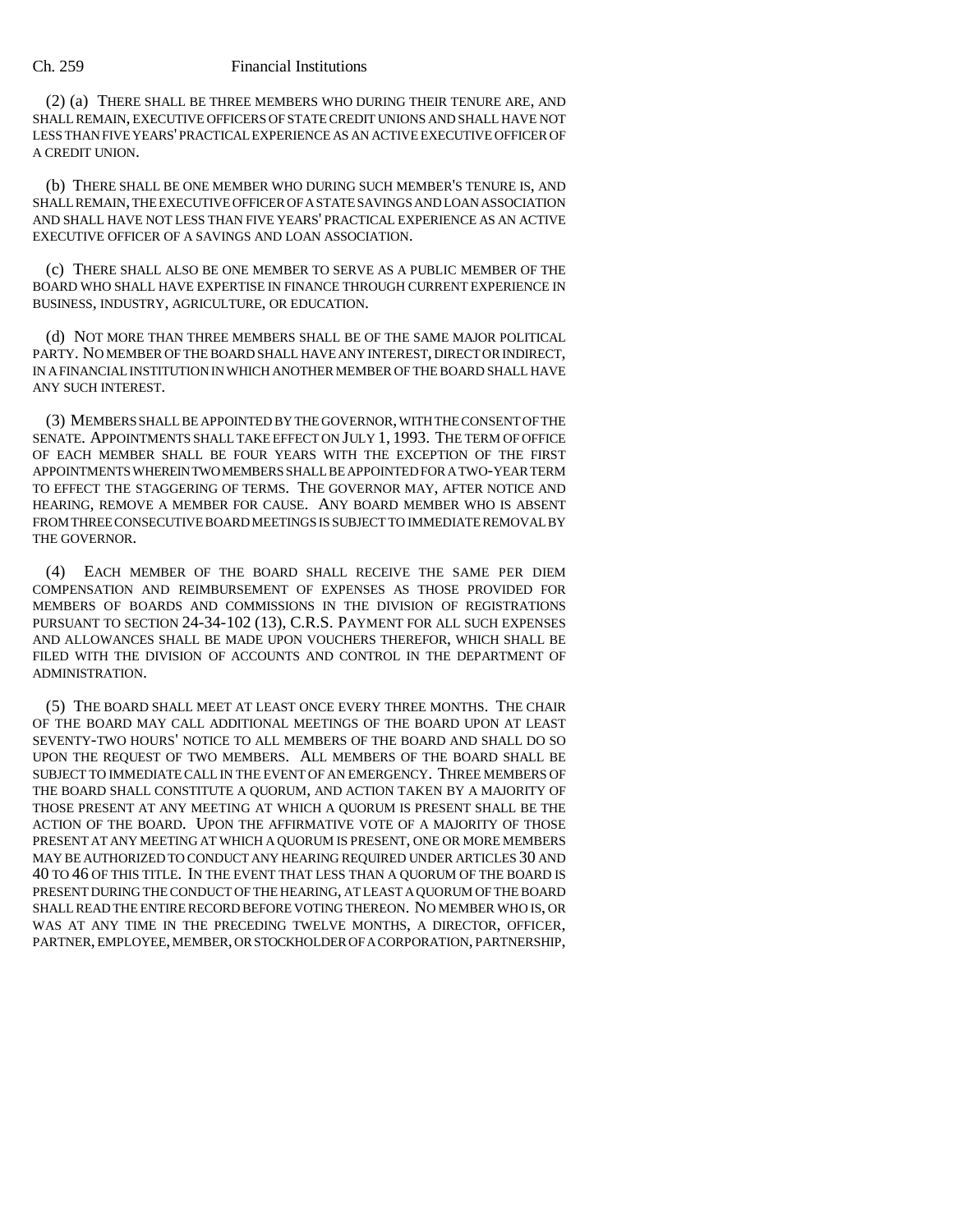(2) (a) THERE SHALL BE THREE MEMBERS WHO DURING THEIR TENURE ARE, AND SHALL REMAIN, EXECUTIVE OFFICERS OF STATE CREDIT UNIONS AND SHALL HAVE NOT LESS THAN FIVE YEARS' PRACTICAL EXPERIENCE AS AN ACTIVE EXECUTIVE OFFICER OF A CREDIT UNION.

(b) THERE SHALL BE ONE MEMBER WHO DURING SUCH MEMBER'S TENURE IS, AND SHALL REMAIN, THE EXECUTIVE OFFICER OF A STATE SAVINGS AND LOAN ASSOCIATION AND SHALL HAVE NOT LESS THAN FIVE YEARS' PRACTICAL EXPERIENCE AS AN ACTIVE EXECUTIVE OFFICER OF A SAVINGS AND LOAN ASSOCIATION.

(c) THERE SHALL ALSO BE ONE MEMBER TO SERVE AS A PUBLIC MEMBER OF THE BOARD WHO SHALL HAVE EXPERTISE IN FINANCE THROUGH CURRENT EXPERIENCE IN BUSINESS, INDUSTRY, AGRICULTURE, OR EDUCATION.

(d) NOT MORE THAN THREE MEMBERS SHALL BE OF THE SAME MAJOR POLITICAL PARTY. NO MEMBER OF THE BOARD SHALL HAVE ANY INTEREST, DIRECT OR INDIRECT, IN A FINANCIAL INSTITUTION IN WHICH ANOTHER MEMBER OF THE BOARD SHALL HAVE ANY SUCH INTEREST.

(3) MEMBERS SHALL BE APPOINTED BY THE GOVERNOR, WITH THE CONSENT OF THE SENATE. APPOINTMENTS SHALL TAKE EFFECT ON JULY 1, 1993. THE TERM OF OFFICE OF EACH MEMBER SHALL BE FOUR YEARS WITH THE EXCEPTION OF THE FIRST APPOINTMENTS WHEREIN TWO MEMBERS SHALL BE APPOINTED FOR A TWO-YEAR TERM TO EFFECT THE STAGGERING OF TERMS. THE GOVERNOR MAY, AFTER NOTICE AND HEARING, REMOVE A MEMBER FOR CAUSE. ANY BOARD MEMBER WHO IS ABSENT FROM THREE CONSECUTIVE BOARD MEETINGS IS SUBJECT TO IMMEDIATE REMOVAL BY THE GOVERNOR.

(4) EACH MEMBER OF THE BOARD SHALL RECEIVE THE SAME PER DIEM COMPENSATION AND REIMBURSEMENT OF EXPENSES AS THOSE PROVIDED FOR MEMBERS OF BOARDS AND COMMISSIONS IN THE DIVISION OF REGISTRATIONS PURSUANT TO SECTION 24-34-102 (13), C.R.S. PAYMENT FOR ALL SUCH EXPENSES AND ALLOWANCES SHALL BE MADE UPON VOUCHERS THEREFOR, WHICH SHALL BE FILED WITH THE DIVISION OF ACCOUNTS AND CONTROL IN THE DEPARTMENT OF ADMINISTRATION.

(5) THE BOARD SHALL MEET AT LEAST ONCE EVERY THREE MONTHS. THE CHAIR OF THE BOARD MAY CALL ADDITIONAL MEETINGS OF THE BOARD UPON AT LEAST SEVENTY-TWO HOURS' NOTICE TO ALL MEMBERS OF THE BOARD AND SHALL DO SO UPON THE REQUEST OF TWO MEMBERS. ALL MEMBERS OF THE BOARD SHALL BE SUBJECT TO IMMEDIATE CALL IN THE EVENT OF AN EMERGENCY. THREE MEMBERS OF THE BOARD SHALL CONSTITUTE A QUORUM, AND ACTION TAKEN BY A MAJORITY OF THOSE PRESENT AT ANY MEETING AT WHICH A QUORUM IS PRESENT SHALL BE THE ACTION OF THE BOARD. UPON THE AFFIRMATIVE VOTE OF A MAJORITY OF THOSE PRESENT AT ANY MEETING AT WHICH A QUORUM IS PRESENT, ONE OR MORE MEMBERS MAY BE AUTHORIZED TO CONDUCT ANY HEARING REQUIRED UNDER ARTICLES 30 AND 40 TO 46 OF THIS TITLE. IN THE EVENT THAT LESS THAN A QUORUM OF THE BOARD IS PRESENT DURING THE CONDUCT OF THE HEARING, AT LEAST A QUORUM OF THE BOARD SHALL READ THE ENTIRE RECORD BEFORE VOTING THEREON. NO MEMBER WHO IS, OR WAS AT ANY TIME IN THE PRECEDING TWELVE MONTHS, A DIRECTOR, OFFICER, PARTNER, EMPLOYEE, MEMBER, OR STOCKHOLDER OF A CORPORATION, PARTNERSHIP,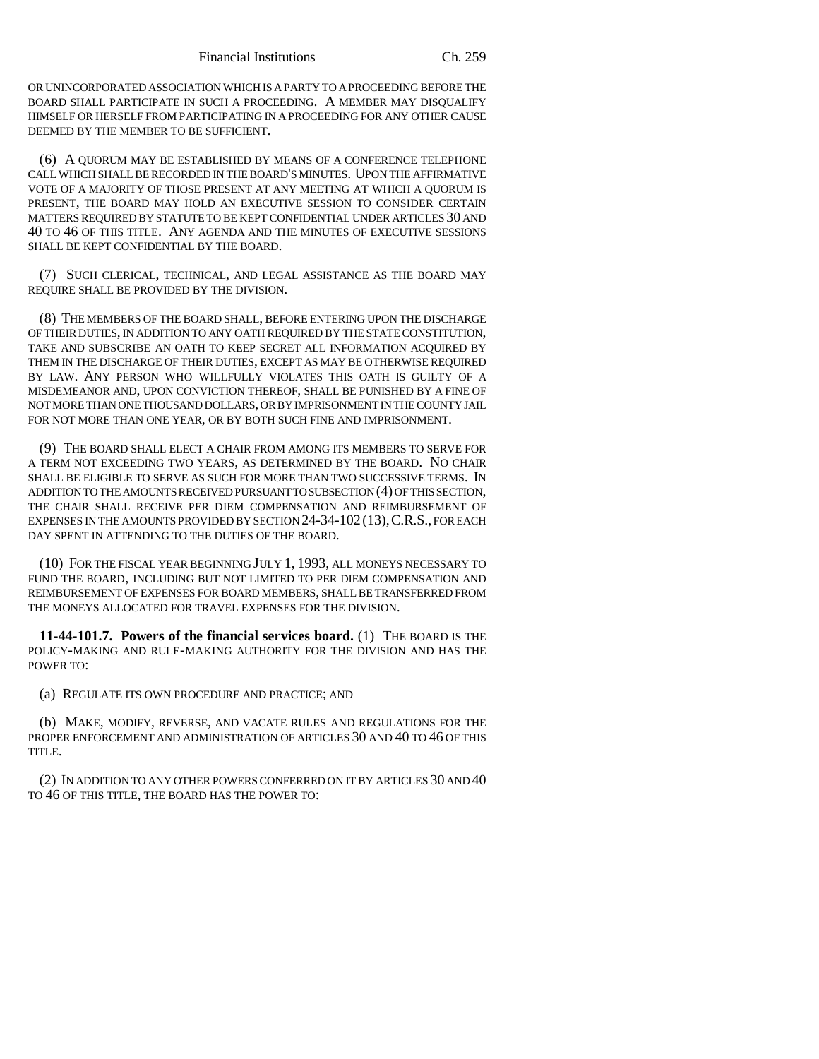OR UNINCORPORATED ASSOCIATION WHICH IS A PARTY TO A PROCEEDING BEFORE THE BOARD SHALL PARTICIPATE IN SUCH A PROCEEDING. A MEMBER MAY DISQUALIFY HIMSELF OR HERSELF FROM PARTICIPATING IN A PROCEEDING FOR ANY OTHER CAUSE DEEMED BY THE MEMBER TO BE SUFFICIENT.

(6) A QUORUM MAY BE ESTABLISHED BY MEANS OF A CONFERENCE TELEPHONE CALL WHICH SHALL BE RECORDED IN THE BOARD'S MINUTES. UPON THE AFFIRMATIVE VOTE OF A MAJORITY OF THOSE PRESENT AT ANY MEETING AT WHICH A QUORUM IS PRESENT, THE BOARD MAY HOLD AN EXECUTIVE SESSION TO CONSIDER CERTAIN MATTERS REQUIRED BY STATUTE TO BE KEPT CONFIDENTIAL UNDER ARTICLES 30 AND 40 TO 46 OF THIS TITLE. ANY AGENDA AND THE MINUTES OF EXECUTIVE SESSIONS SHALL BE KEPT CONFIDENTIAL BY THE BOARD.

(7) SUCH CLERICAL, TECHNICAL, AND LEGAL ASSISTANCE AS THE BOARD MAY REQUIRE SHALL BE PROVIDED BY THE DIVISION.

(8) THE MEMBERS OF THE BOARD SHALL, BEFORE ENTERING UPON THE DISCHARGE OF THEIR DUTIES, IN ADDITION TO ANY OATH REQUIRED BY THE STATE CONSTITUTION, TAKE AND SUBSCRIBE AN OATH TO KEEP SECRET ALL INFORMATION ACQUIRED BY THEM IN THE DISCHARGE OF THEIR DUTIES, EXCEPT AS MAY BE OTHERWISE REQUIRED BY LAW. ANY PERSON WHO WILLFULLY VIOLATES THIS OATH IS GUILTY OF A MISDEMEANOR AND, UPON CONVICTION THEREOF, SHALL BE PUNISHED BY A FINE OF NOT MORE THAN ONE THOUSAND DOLLARS, OR BY IMPRISONMENT IN THE COUNTY JAIL FOR NOT MORE THAN ONE YEAR, OR BY BOTH SUCH FINE AND IMPRISONMENT.

(9) THE BOARD SHALL ELECT A CHAIR FROM AMONG ITS MEMBERS TO SERVE FOR A TERM NOT EXCEEDING TWO YEARS, AS DETERMINED BY THE BOARD. NO CHAIR SHALL BE ELIGIBLE TO SERVE AS SUCH FOR MORE THAN TWO SUCCESSIVE TERMS. IN ADDITION TO THE AMOUNTS RECEIVED PURSUANT TO SUBSECTION (4) OF THIS SECTION, THE CHAIR SHALL RECEIVE PER DIEM COMPENSATION AND REIMBURSEMENT OF EXPENSES IN THE AMOUNTS PROVIDED BY SECTION 24-34-102 (13), C.R.S., FOR EACH DAY SPENT IN ATTENDING TO THE DUTIES OF THE BOARD.

(10) FOR THE FISCAL YEAR BEGINNING JULY 1, 1993, ALL MONEYS NECESSARY TO FUND THE BOARD, INCLUDING BUT NOT LIMITED TO PER DIEM COMPENSATION AND REIMBURSEMENT OF EXPENSES FOR BOARD MEMBERS, SHALL BE TRANSFERRED FROM THE MONEYS ALLOCATED FOR TRAVEL EXPENSES FOR THE DIVISION.

**11-44-101.7. Powers of the financial services board.** (1) THE BOARD IS THE POLICY-MAKING AND RULE-MAKING AUTHORITY FOR THE DIVISION AND HAS THE POWER TO:

(a) REGULATE ITS OWN PROCEDURE AND PRACTICE; AND

(b) MAKE, MODIFY, REVERSE, AND VACATE RULES AND REGULATIONS FOR THE PROPER ENFORCEMENT AND ADMINISTRATION OF ARTICLES 30 AND 40 TO 46 OF THIS TITLE.

(2) IN ADDITION TO ANY OTHER POWERS CONFERRED ON IT BY ARTICLES 30 AND 40 TO 46 OF THIS TITLE, THE BOARD HAS THE POWER TO: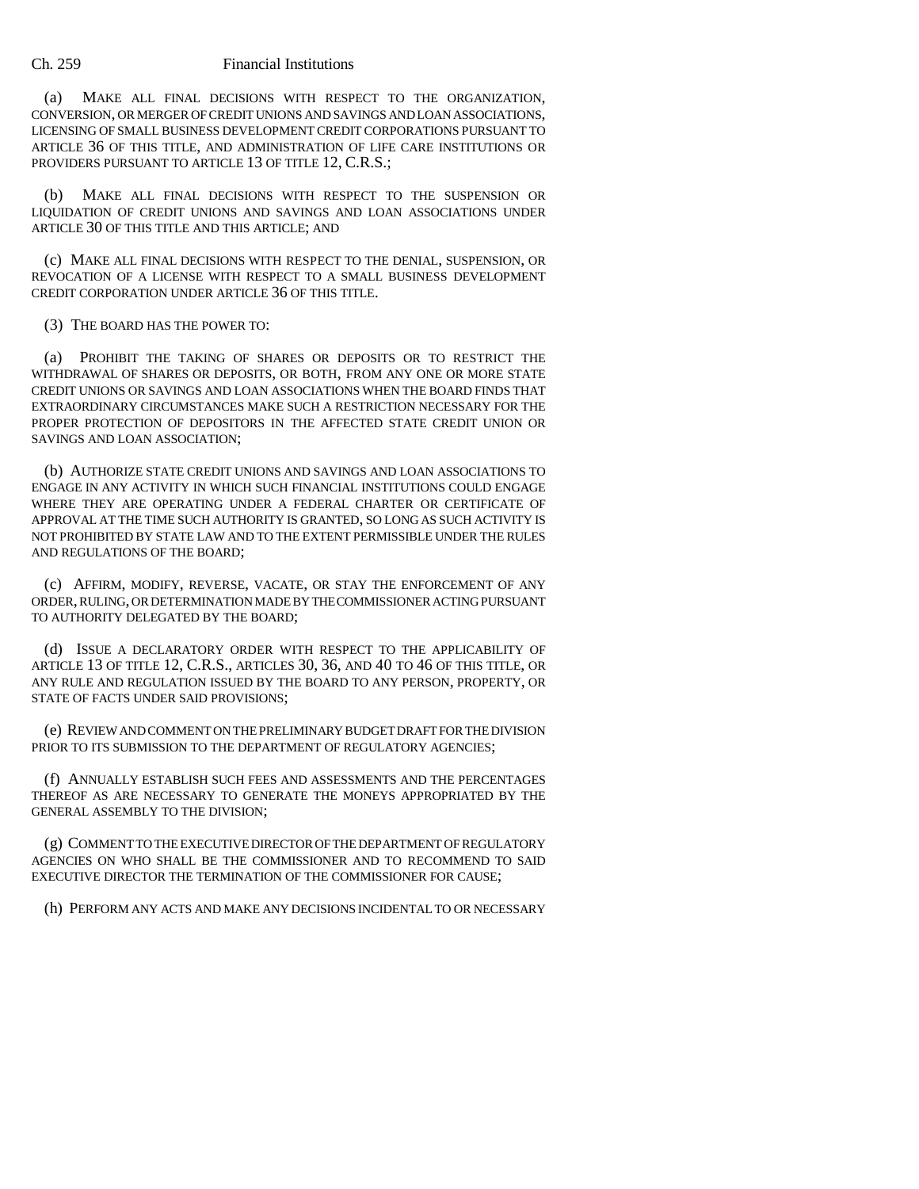(a) MAKE ALL FINAL DECISIONS WITH RESPECT TO THE ORGANIZATION, CONVERSION, OR MERGER OF CREDIT UNIONS AND SAVINGS AND LOAN ASSOCIATIONS, LICENSING OF SMALL BUSINESS DEVELOPMENT CREDIT CORPORATIONS PURSUANT TO ARTICLE 36 OF THIS TITLE, AND ADMINISTRATION OF LIFE CARE INSTITUTIONS OR PROVIDERS PURSUANT TO ARTICLE 13 OF TITLE 12, C.R.S.;

(b) MAKE ALL FINAL DECISIONS WITH RESPECT TO THE SUSPENSION OR LIQUIDATION OF CREDIT UNIONS AND SAVINGS AND LOAN ASSOCIATIONS UNDER ARTICLE 30 OF THIS TITLE AND THIS ARTICLE; AND

(c) MAKE ALL FINAL DECISIONS WITH RESPECT TO THE DENIAL, SUSPENSION, OR REVOCATION OF A LICENSE WITH RESPECT TO A SMALL BUSINESS DEVELOPMENT CREDIT CORPORATION UNDER ARTICLE 36 OF THIS TITLE.

(3) THE BOARD HAS THE POWER TO:

(a) PROHIBIT THE TAKING OF SHARES OR DEPOSITS OR TO RESTRICT THE WITHDRAWAL OF SHARES OR DEPOSITS, OR BOTH, FROM ANY ONE OR MORE STATE CREDIT UNIONS OR SAVINGS AND LOAN ASSOCIATIONS WHEN THE BOARD FINDS THAT EXTRAORDINARY CIRCUMSTANCES MAKE SUCH A RESTRICTION NECESSARY FOR THE PROPER PROTECTION OF DEPOSITORS IN THE AFFECTED STATE CREDIT UNION OR SAVINGS AND LOAN ASSOCIATION;

(b) AUTHORIZE STATE CREDIT UNIONS AND SAVINGS AND LOAN ASSOCIATIONS TO ENGAGE IN ANY ACTIVITY IN WHICH SUCH FINANCIAL INSTITUTIONS COULD ENGAGE WHERE THEY ARE OPERATING UNDER A FEDERAL CHARTER OR CERTIFICATE OF APPROVAL AT THE TIME SUCH AUTHORITY IS GRANTED, SO LONG AS SUCH ACTIVITY IS NOT PROHIBITED BY STATE LAW AND TO THE EXTENT PERMISSIBLE UNDER THE RULES AND REGULATIONS OF THE BOARD;

(c) AFFIRM, MODIFY, REVERSE, VACATE, OR STAY THE ENFORCEMENT OF ANY ORDER, RULING, OR DETERMINATION MADE BY THE COMMISSIONER ACTING PURSUANT TO AUTHORITY DELEGATED BY THE BOARD;

(d) ISSUE A DECLARATORY ORDER WITH RESPECT TO THE APPLICABILITY OF ARTICLE 13 OF TITLE 12, C.R.S., ARTICLES 30, 36, AND 40 TO 46 OF THIS TITLE, OR ANY RULE AND REGULATION ISSUED BY THE BOARD TO ANY PERSON, PROPERTY, OR STATE OF FACTS UNDER SAID PROVISIONS;

(e) REVIEW AND COMMENT ON THE PRELIMINARY BUDGET DRAFT FOR THE DIVISION PRIOR TO ITS SUBMISSION TO THE DEPARTMENT OF REGULATORY AGENCIES;

(f) ANNUALLY ESTABLISH SUCH FEES AND ASSESSMENTS AND THE PERCENTAGES THEREOF AS ARE NECESSARY TO GENERATE THE MONEYS APPROPRIATED BY THE GENERAL ASSEMBLY TO THE DIVISION;

(g) COMMENT TO THE EXECUTIVE DIRECTOR OF THE DEPARTMENT OF REGULATORY AGENCIES ON WHO SHALL BE THE COMMISSIONER AND TO RECOMMEND TO SAID EXECUTIVE DIRECTOR THE TERMINATION OF THE COMMISSIONER FOR CAUSE;

(h) PERFORM ANY ACTS AND MAKE ANY DECISIONS INCIDENTAL TO OR NECESSARY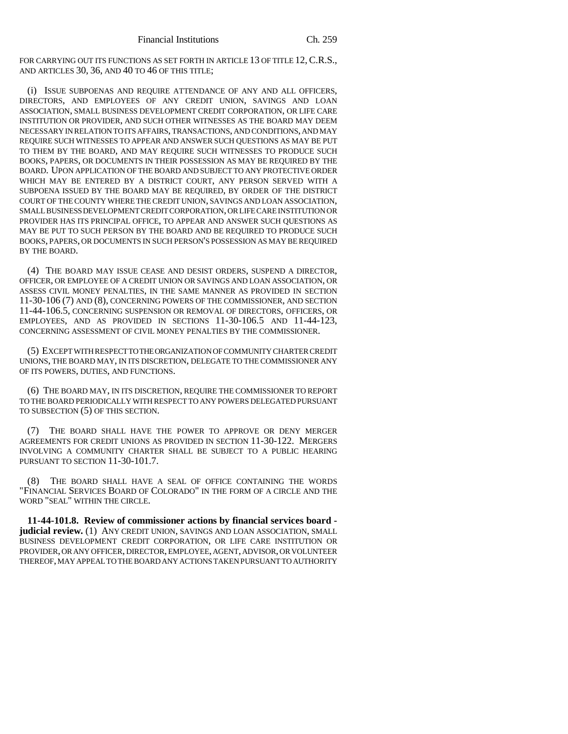FOR CARRYING OUT ITS FUNCTIONS AS SET FORTH IN ARTICLE 13 OF TITLE 12, C.R.S., AND ARTICLES 30, 36, AND 40 TO 46 OF THIS TITLE;

(i) ISSUE SUBPOENAS AND REQUIRE ATTENDANCE OF ANY AND ALL OFFICERS, DIRECTORS, AND EMPLOYEES OF ANY CREDIT UNION, SAVINGS AND LOAN ASSOCIATION, SMALL BUSINESS DEVELOPMENT CREDIT CORPORATION, OR LIFE CARE INSTITUTION OR PROVIDER, AND SUCH OTHER WITNESSES AS THE BOARD MAY DEEM NECESSARY IN RELATION TO ITS AFFAIRS, TRANSACTIONS, AND CONDITIONS, AND MAY REQUIRE SUCH WITNESSES TO APPEAR AND ANSWER SUCH QUESTIONS AS MAY BE PUT TO THEM BY THE BOARD, AND MAY REQUIRE SUCH WITNESSES TO PRODUCE SUCH BOOKS, PAPERS, OR DOCUMENTS IN THEIR POSSESSION AS MAY BE REQUIRED BY THE BOARD. UPON APPLICATION OF THE BOARD AND SUBJECT TO ANY PROTECTIVE ORDER WHICH MAY BE ENTERED BY A DISTRICT COURT, ANY PERSON SERVED WITH A SUBPOENA ISSUED BY THE BOARD MAY BE REQUIRED, BY ORDER OF THE DISTRICT COURT OF THE COUNTY WHERE THE CREDIT UNION, SAVINGS AND LOAN ASSOCIATION, SMALL BUSINESS DEVELOPMENT CREDIT CORPORATION, OR LIFE CARE INSTITUTION OR PROVIDER HAS ITS PRINCIPAL OFFICE, TO APPEAR AND ANSWER SUCH QUESTIONS AS MAY BE PUT TO SUCH PERSON BY THE BOARD AND BE REQUIRED TO PRODUCE SUCH BOOKS, PAPERS, OR DOCUMENTS IN SUCH PERSON'S POSSESSION AS MAY BE REQUIRED BY THE BOARD.

(4) THE BOARD MAY ISSUE CEASE AND DESIST ORDERS, SUSPEND A DIRECTOR, OFFICER, OR EMPLOYEE OF A CREDIT UNION OR SAVINGS AND LOAN ASSOCIATION, OR ASSESS CIVIL MONEY PENALTIES, IN THE SAME MANNER AS PROVIDED IN SECTION 11-30-106 (7) AND (8), CONCERNING POWERS OF THE COMMISSIONER, AND SECTION 11-44-106.5, CONCERNING SUSPENSION OR REMOVAL OF DIRECTORS, OFFICERS, OR EMPLOYEES, AND AS PROVIDED IN SECTIONS 11-30-106.5 AND 11-44-123, CONCERNING ASSESSMENT OF CIVIL MONEY PENALTIES BY THE COMMISSIONER.

(5) EXCEPT WITH RESPECT TO THE ORGANIZATION OF COMMUNITY CHARTER CREDIT UNIONS, THE BOARD MAY, IN ITS DISCRETION, DELEGATE TO THE COMMISSIONER ANY OF ITS POWERS, DUTIES, AND FUNCTIONS.

(6) THE BOARD MAY, IN ITS DISCRETION, REQUIRE THE COMMISSIONER TO REPORT TO THE BOARD PERIODICALLY WITH RESPECT TO ANY POWERS DELEGATED PURSUANT TO SUBSECTION (5) OF THIS SECTION.

(7) THE BOARD SHALL HAVE THE POWER TO APPROVE OR DENY MERGER AGREEMENTS FOR CREDIT UNIONS AS PROVIDED IN SECTION 11-30-122. MERGERS INVOLVING A COMMUNITY CHARTER SHALL BE SUBJECT TO A PUBLIC HEARING PURSUANT TO SECTION 11-30-101.7.

(8) THE BOARD SHALL HAVE A SEAL OF OFFICE CONTAINING THE WORDS "FINANCIAL SERVICES BOARD OF COLORADO" IN THE FORM OF A CIRCLE AND THE WORD "SEAL" WITHIN THE CIRCLE.

**11-44-101.8. Review of commissioner actions by financial services board - judicial review.** (1) ANY CREDIT UNION, SAVINGS AND LOAN ASSOCIATION, SMALL BUSINESS DEVELOPMENT CREDIT CORPORATION, OR LIFE CARE INSTITUTION OR PROVIDER, OR ANY OFFICER, DIRECTOR, EMPLOYEE, AGENT, ADVISOR, OR VOLUNTEER THEREOF, MAY APPEAL TO THE BOARD ANY ACTIONS TAKEN PURSUANT TO AUTHORITY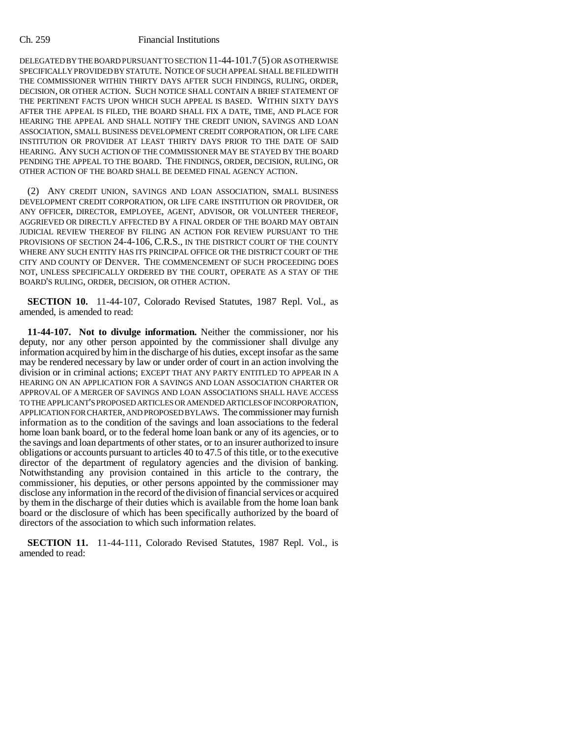DELEGATED BY THE BOARD PURSUANT TO SECTION 11-44-101.7 (5) OR AS OTHERWISE SPECIFICALLY PROVIDED BY STATUTE. NOTICE OF SUCH APPEAL SHALL BE FILED WITH THE COMMISSIONER WITHIN THIRTY DAYS AFTER SUCH FINDINGS, RULING, ORDER, DECISION, OR OTHER ACTION. SUCH NOTICE SHALL CONTAIN A BRIEF STATEMENT OF THE PERTINENT FACTS UPON WHICH SUCH APPEAL IS BASED. WITHIN SIXTY DAYS AFTER THE APPEAL IS FILED, THE BOARD SHALL FIX A DATE, TIME, AND PLACE FOR HEARING THE APPEAL AND SHALL NOTIFY THE CREDIT UNION, SAVINGS AND LOAN ASSOCIATION, SMALL BUSINESS DEVELOPMENT CREDIT CORPORATION, OR LIFE CARE INSTITUTION OR PROVIDER AT LEAST THIRTY DAYS PRIOR TO THE DATE OF SAID HEARING. ANY SUCH ACTION OF THE COMMISSIONER MAY BE STAYED BY THE BOARD PENDING THE APPEAL TO THE BOARD. THE FINDINGS, ORDER, DECISION, RULING, OR OTHER ACTION OF THE BOARD SHALL BE DEEMED FINAL AGENCY ACTION.

(2) ANY CREDIT UNION, SAVINGS AND LOAN ASSOCIATION, SMALL BUSINESS DEVELOPMENT CREDIT CORPORATION, OR LIFE CARE INSTITUTION OR PROVIDER, OR ANY OFFICER, DIRECTOR, EMPLOYEE, AGENT, ADVISOR, OR VOLUNTEER THEREOF, AGGRIEVED OR DIRECTLY AFFECTED BY A FINAL ORDER OF THE BOARD MAY OBTAIN JUDICIAL REVIEW THEREOF BY FILING AN ACTION FOR REVIEW PURSUANT TO THE PROVISIONS OF SECTION 24-4-106, C.R.S., IN THE DISTRICT COURT OF THE COUNTY WHERE ANY SUCH ENTITY HAS ITS PRINCIPAL OFFICE OR THE DISTRICT COURT OF THE CITY AND COUNTY OF DENVER. THE COMMENCEMENT OF SUCH PROCEEDING DOES NOT, UNLESS SPECIFICALLY ORDERED BY THE COURT, OPERATE AS A STAY OF THE BOARD'S RULING, ORDER, DECISION, OR OTHER ACTION.

**SECTION 10.** 11-44-107, Colorado Revised Statutes, 1987 Repl. Vol., as amended, is amended to read:

**11-44-107. Not to divulge information.** Neither the commissioner, nor his deputy, nor any other person appointed by the commissioner shall divulge any information acquired by him in the discharge of his duties, except insofar as the same may be rendered necessary by law or under order of court in an action involving the division or in criminal actions; EXCEPT THAT ANY PARTY ENTITLED TO APPEAR IN A HEARING ON AN APPLICATION FOR A SAVINGS AND LOAN ASSOCIATION CHARTER OR APPROVAL OF A MERGER OF SAVINGS AND LOAN ASSOCIATIONS SHALL HAVE ACCESS TO THE APPLICANT'S PROPOSED ARTICLES OR AMENDED ARTICLES OF INCORPORATION, APPLICATION FOR CHARTER, AND PROPOSED BYLAWS. The commissioner may furnish information as to the condition of the savings and loan associations to the federal home loan bank board, or to the federal home loan bank or any of its agencies, or to the savings and loan departments of other states, or to an insurer authorized to insure obligations or accounts pursuant to articles 40 to 47.5 of this title, or to the executive director of the department of regulatory agencies and the division of banking. Notwithstanding any provision contained in this article to the contrary, the commissioner, his deputies, or other persons appointed by the commissioner may disclose any information in the record of the division of financial services or acquired by them in the discharge of their duties which is available from the home loan bank board or the disclosure of which has been specifically authorized by the board of directors of the association to which such information relates.

**SECTION 11.** 11-44-111, Colorado Revised Statutes, 1987 Repl. Vol., is amended to read: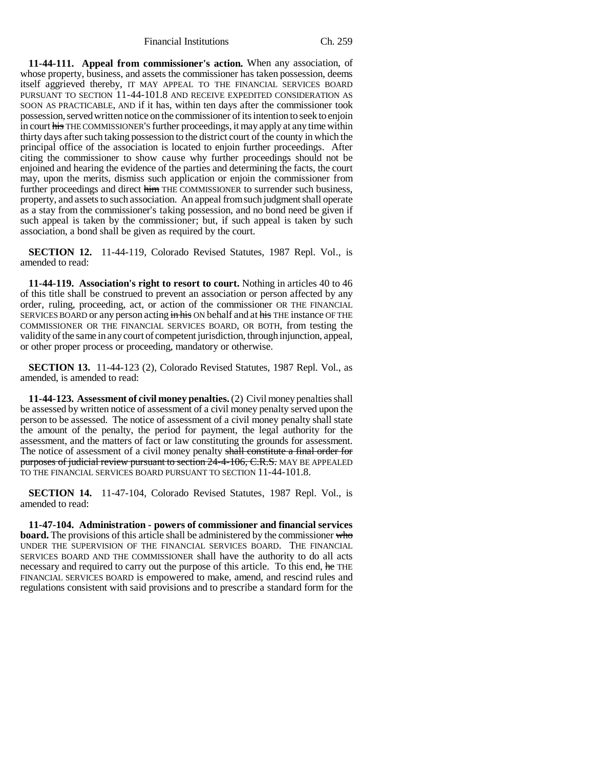**11-44-111. Appeal from commissioner's action.** When any association, of whose property, business, and assets the commissioner has taken possession, deems itself aggrieved thereby, IT MAY APPEAL TO THE FINANCIAL SERVICES BOARD PURSUANT TO SECTION 11-44-101.8 AND RECEIVE EXPEDITED CONSIDERATION AS SOON AS PRACTICABLE, AND if it has, within ten days after the commissioner took possession, served written notice on the commissioner of its intention to seek to enjoin in court ~~his~~ THE COMMISSIONER'S further proceedings, it may apply at any time within thirty days after such taking possession to the district court of the county in which the principal office of the association is located to enjoin further proceedings. After citing the commissioner to show cause why further proceedings should not be enjoined and hearing the evidence of the parties and determining the facts, the court may, upon the merits, dismiss such application or enjoin the commissioner from further proceedings and direct ~~him~~ THE COMMISSIONER to surrender such business, property, and assets to such association. An appeal from such judgment shall operate as a stay from the commissioner's taking possession, and no bond need be given if such appeal is taken by the commissioner; but, if such appeal is taken by such association, a bond shall be given as required by the court.

**SECTION 12.** 11-44-119, Colorado Revised Statutes, 1987 Repl. Vol., is amended to read:

**11-44-119. Association's right to resort to court.** Nothing in articles 40 to 46 of this title shall be construed to prevent an association or person affected by any order, ruling, proceeding, act, or action of the commissioner OR THE FINANCIAL SERVICES BOARD or any person acting ~~in his~~ ON behalf and at ~~his~~ THE instance OF THE COMMISSIONER OR THE FINANCIAL SERVICES BOARD, OR BOTH, from testing the validity of the same in any court of competent jurisdiction, through injunction, appeal, or other proper process or proceeding, mandatory or otherwise.

**SECTION 13.** 11-44-123 (2), Colorado Revised Statutes, 1987 Repl. Vol., as amended, is amended to read:

**11-44-123. Assessment of civil money penalties.** (2) Civil money penalties shall be assessed by written notice of assessment of a civil money penalty served upon the person to be assessed. The notice of assessment of a civil money penalty shall state the amount of the penalty, the period for payment, the legal authority for the assessment, and the matters of fact or law constituting the grounds for assessment. The notice of assessment of a civil money penalty ~~shall constitute a final order for purposes of judicial review pursuant to section 24-4-106, C.R.S.~~ MAY BE APPEALED TO THE FINANCIAL SERVICES BOARD PURSUANT TO SECTION 11-44-101.8.

**SECTION 14.** 11-47-104, Colorado Revised Statutes, 1987 Repl. Vol., is amended to read:

**11-47-104. Administration - powers of commissioner and financial services board.** The provisions of this article shall be administered by the commissioner ~~who~~ UNDER THE SUPERVISION OF THE FINANCIAL SERVICES BOARD. THE FINANCIAL SERVICES BOARD AND THE COMMISSIONER shall have the authority to do all acts necessary and required to carry out the purpose of this article. To this end, ~~he~~ THE FINANCIAL SERVICES BOARD is empowered to make, amend, and rescind rules and regulations consistent with said provisions and to prescribe a standard form for the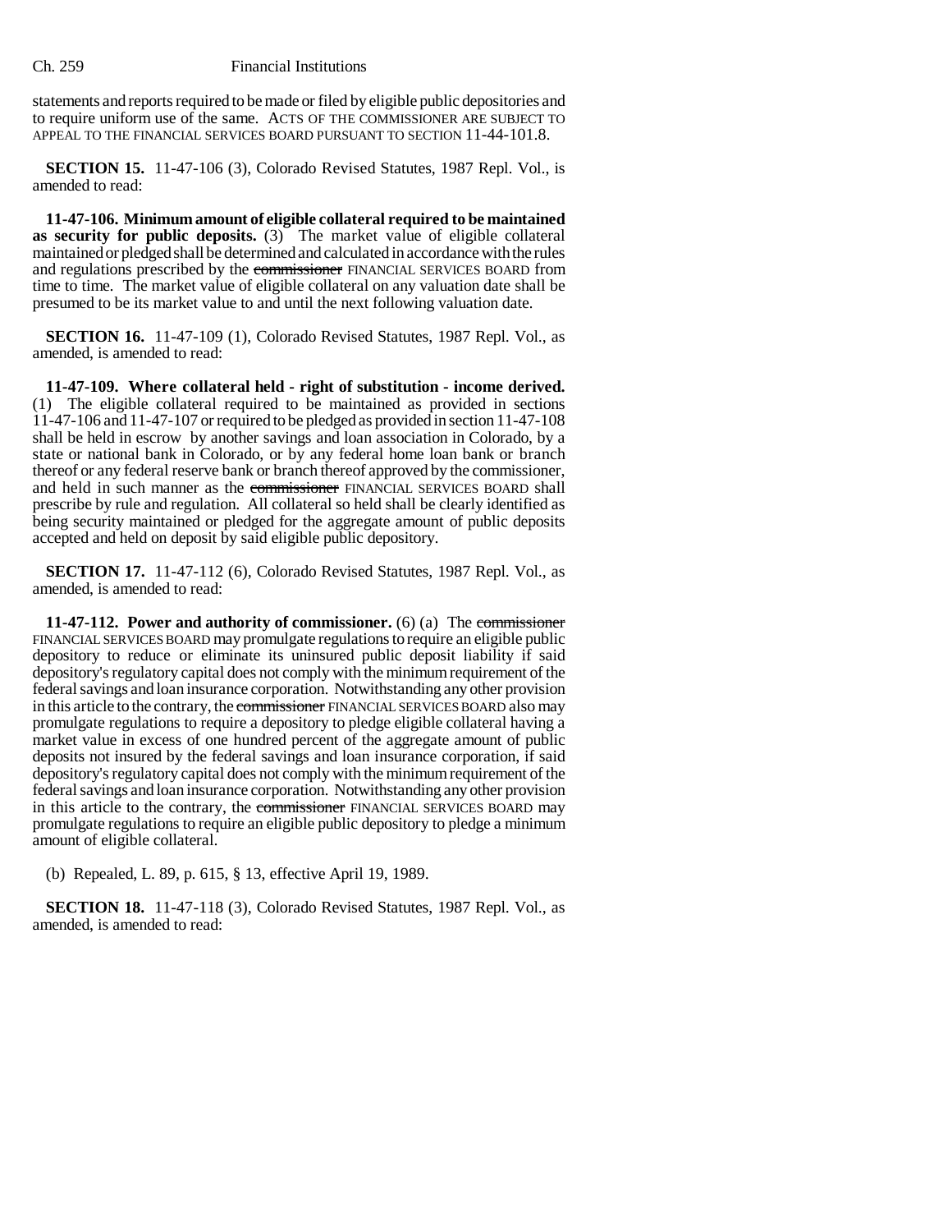statements and reports required to be made or filed by eligible public depositories and to require uniform use of the same. ACTS OF THE COMMISSIONER ARE SUBJECT TO APPEAL TO THE FINANCIAL SERVICES BOARD PURSUANT TO SECTION 11-44-101.8.

**SECTION 15.** 11-47-106 (3), Colorado Revised Statutes, 1987 Repl. Vol., is amended to read:

**11-47-106. Minimum amount of eligible collateral required to be maintained as security for public deposits.** (3) The market value of eligible collateral maintained or pledged shall be determined and calculated in accordance with the rules and regulations prescribed by the ~~commissioner~~ FINANCIAL SERVICES BOARD from time to time. The market value of eligible collateral on any valuation date shall be presumed to be its market value to and until the next following valuation date.

**SECTION 16.** 11-47-109 (1), Colorado Revised Statutes, 1987 Repl. Vol., as amended, is amended to read:

**11-47-109. Where collateral held - right of substitution - income derived.** (1) The eligible collateral required to be maintained as provided in sections 11-47-106 and 11-47-107 or required to be pledged as provided in section 11-47-108 shall be held in escrow by another savings and loan association in Colorado, by a state or national bank in Colorado, or by any federal home loan bank or branch thereof or any federal reserve bank or branch thereof approved by the commissioner, and held in such manner as the ~~commissioner~~ FINANCIAL SERVICES BOARD shall prescribe by rule and regulation. All collateral so held shall be clearly identified as being security maintained or pledged for the aggregate amount of public deposits accepted and held on deposit by said eligible public depository.

**SECTION 17.** 11-47-112 (6), Colorado Revised Statutes, 1987 Repl. Vol., as amended, is amended to read:

**11-47-112. Power and authority of commissioner.** (6) (a) The ~~commissioner~~ FINANCIAL SERVICES BOARD may promulgate regulations to require an eligible public depository to reduce or eliminate its uninsured public deposit liability if said depository's regulatory capital does not comply with the minimum requirement of the federal savings and loan insurance corporation. Notwithstanding any other provision in this article to the contrary, the ~~commissioner~~ FINANCIAL SERVICES BOARD also may promulgate regulations to require a depository to pledge eligible collateral having a market value in excess of one hundred percent of the aggregate amount of public deposits not insured by the federal savings and loan insurance corporation, if said depository's regulatory capital does not comply with the minimum requirement of the federal savings and loan insurance corporation. Notwithstanding any other provision in this article to the contrary, the ~~commissioner~~ FINANCIAL SERVICES BOARD may promulgate regulations to require an eligible public depository to pledge a minimum amount of eligible collateral.

(b) Repealed, L. 89, p. 615, § 13, effective April 19, 1989.

**SECTION 18.** 11-47-118 (3), Colorado Revised Statutes, 1987 Repl. Vol., as amended, is amended to read: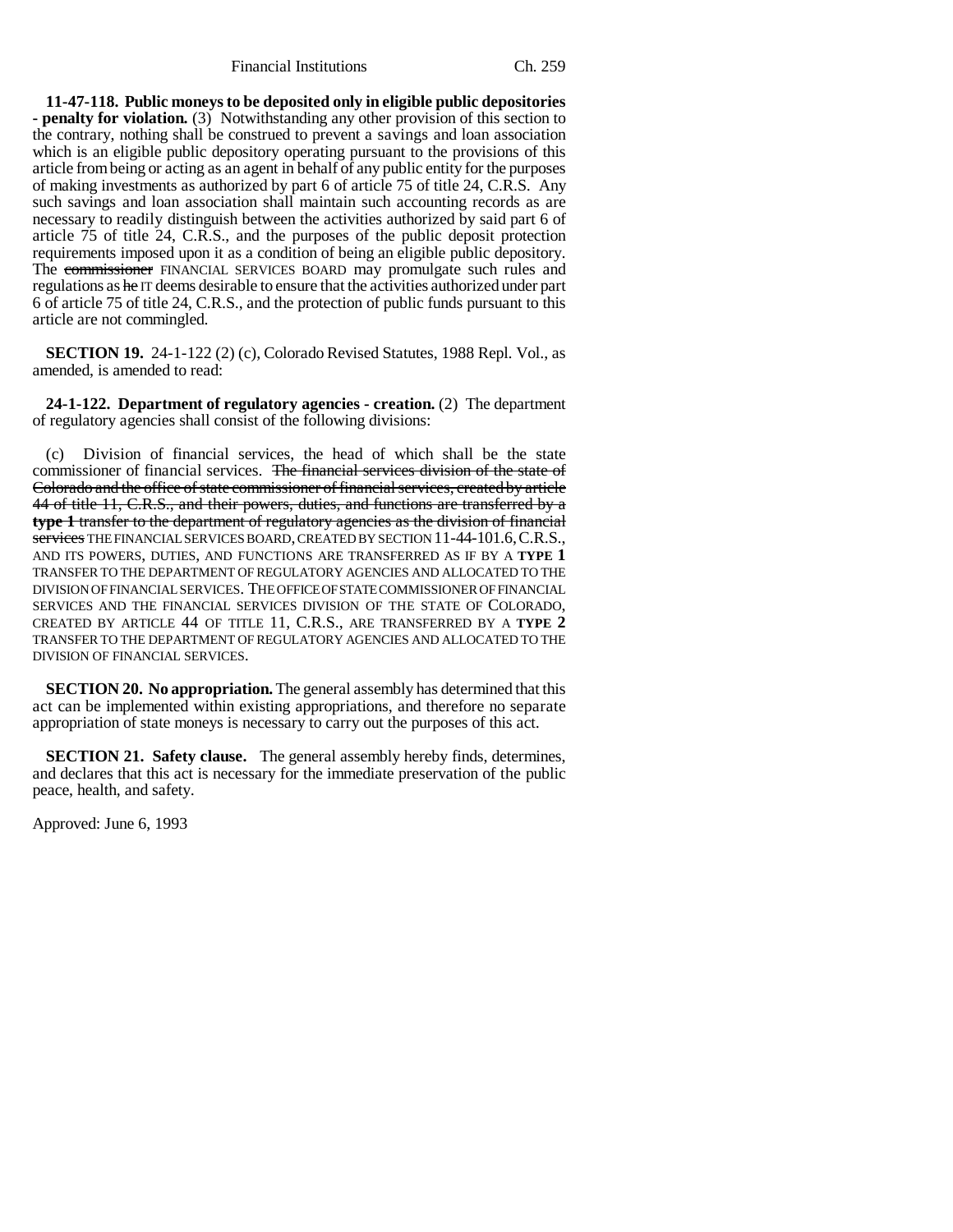**11-47-118. Public moneys to be deposited only in eligible public depositories - penalty for violation.** (3) Notwithstanding any other provision of this section to the contrary, nothing shall be construed to prevent a savings and loan association which is an eligible public depository operating pursuant to the provisions of this article from being or acting as an agent in behalf of any public entity for the purposes of making investments as authorized by part 6 of article 75 of title 24, C.R.S. Any such savings and loan association shall maintain such accounting records as are necessary to readily distinguish between the activities authorized by said part 6 of article 75 of title 24, C.R.S., and the purposes of the public deposit protection requirements imposed upon it as a condition of being an eligible public depository. The ~~commissioner~~ FINANCIAL SERVICES BOARD may promulgate such rules and regulations as ~~he~~ IT deems desirable to ensure that the activities authorized under part 6 of article 75 of title 24, C.R.S., and the protection of public funds pursuant to this article are not commingled.

**SECTION 19.** 24-1-122 (2) (c), Colorado Revised Statutes, 1988 Repl. Vol., as amended, is amended to read:

**24-1-122. Department of regulatory agencies - creation.** (2) The department of regulatory agencies shall consist of the following divisions:

(c) Division of financial services, the head of which shall be the state commissioner of financial services. ~~The financial services division of the state of Colorado and the office of state commissioner of financial services, created by article 44 of title 11, C.R.S., and their powers, duties, and functions are transferred by a **type 1** transfer to the department of regulatory agencies as the division of financial services~~ THE FINANCIAL SERVICES BOARD, CREATED BY SECTION 11-44-101.6, C.R.S., AND ITS POWERS, DUTIES, AND FUNCTIONS ARE TRANSFERRED AS IF BY A **TYPE 1** TRANSFER TO THE DEPARTMENT OF REGULATORY AGENCIES AND ALLOCATED TO THE DIVISION OF FINANCIAL SERVICES. THE OFFICE OF STATE COMMISSIONER OF FINANCIAL SERVICES AND THE FINANCIAL SERVICES DIVISION OF THE STATE OF COLORADO, CREATED BY ARTICLE 44 OF TITLE 11, C.R.S., ARE TRANSFERRED BY A **TYPE 2** TRANSFER TO THE DEPARTMENT OF REGULATORY AGENCIES AND ALLOCATED TO THE DIVISION OF FINANCIAL SERVICES.

**SECTION 20. No appropriation.** The general assembly has determined that this act can be implemented within existing appropriations, and therefore no separate appropriation of state moneys is necessary to carry out the purposes of this act.

**SECTION 21. Safety clause.** The general assembly hereby finds, determines, and declares that this act is necessary for the immediate preservation of the public peace, health, and safety.

Approved: June 6, 1993